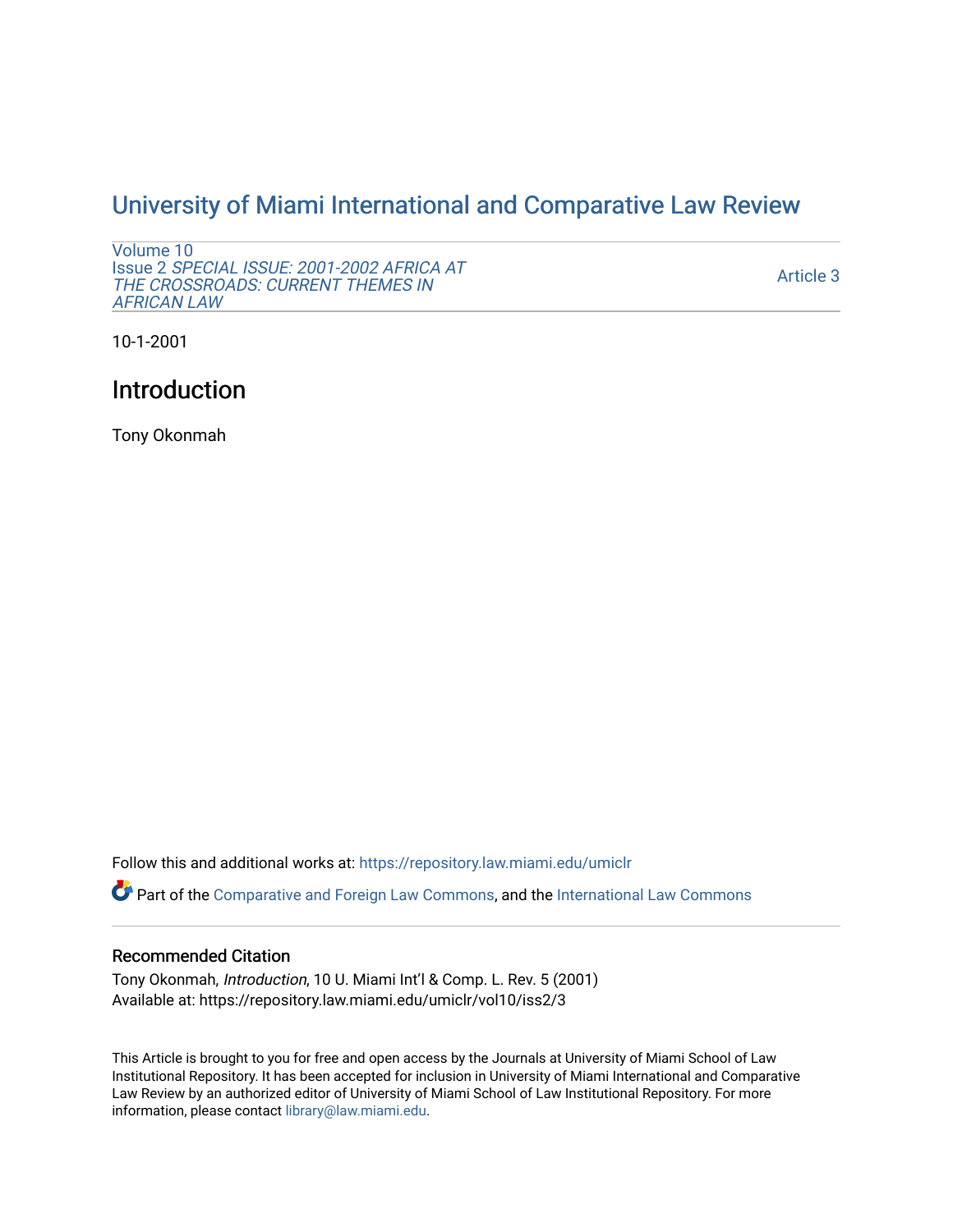# University of Miami International and Comparative Law Review

Volume 10
Issue 2 *SPECIAL ISSUE: 2001-2002 AFRICA AT THE CROSSROADS: CURRENT THEMES IN AFRICAN LAW*

Article 3

10-1-2001

## Introduction

Tony Okonmah

Follow this and additional works at: https://repository.law.miami.edu/umiclr

Part of the Comparative and Foreign Law Commons, and the International Law Commons

### Recommended Citation

Tony Okonmah, *Introduction*, 10 U. Miami Int'l & Comp. L. Rev. 5 (2001)
Available at: https://repository.law.miami.edu/umiclr/vol10/iss2/3

This Article is brought to you for free and open access by the Journals at University of Miami School of Law Institutional Repository. It has been accepted for inclusion in University of Miami International and Comparative Law Review by an authorized editor of University of Miami School of Law Institutional Repository. For more information, please contact library@law.miami.edu.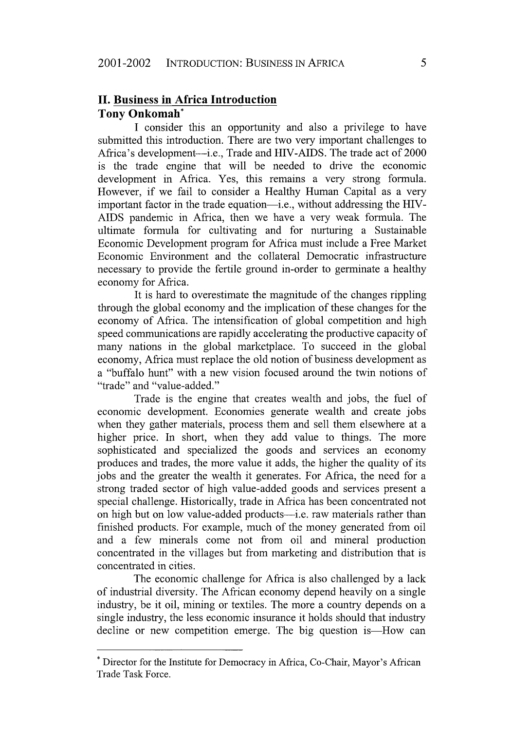## II. Business in Africa Introduction

**Tony Onkomah**[*]

I consider this an opportunity and also a privilege to have submitted this introduction. There are two very important challenges to Africa's development—i.e., Trade and HIV-AIDS. The trade act of 2000 is the trade engine that will be needed to drive the economic development in Africa. Yes, this remains a very strong formula. However, if we fail to consider a Healthy Human Capital as a very important factor in the trade equation—i.e., without addressing the HIV-AIDS pandemic in Africa, then we have a very weak formula. The ultimate formula for cultivating and for nurturing a Sustainable Economic Development program for Africa must include a Free Market Economic Environment and the collateral Democratic infrastructure necessary to provide the fertile ground in-order to germinate a healthy economy for Africa.

It is hard to overestimate the magnitude of the changes rippling through the global economy and the implication of these changes for the economy of Africa. The intensification of global competition and high speed communications are rapidly accelerating the productive capacity of many nations in the global marketplace. To succeed in the global economy, Africa must replace the old notion of business development as a "buffalo hunt" with a new vision focused around the twin notions of "trade" and "value-added."

Trade is the engine that creates wealth and jobs, the fuel of economic development. Economies generate wealth and create jobs when they gather materials, process them and sell them elsewhere at a higher price. In short, when they add value to things. The more sophisticated and specialized the goods and services an economy produces and trades, the more value it adds, the higher the quality of its jobs and the greater the wealth it generates. For Africa, the need for a strong traded sector of high value-added goods and services present a special challenge. Historically, trade in Africa has been concentrated not on high but on low value-added products—i.e. raw materials rather than finished products. For example, much of the money generated from oil and a few minerals come not from oil and mineral production concentrated in the villages but from marketing and distribution that is concentrated in cities.

The economic challenge for Africa is also challenged by a lack of industrial diversity. The African economy depend heavily on a single industry, be it oil, mining or textiles. The more a country depends on a single industry, the less economic insurance it holds should that industry decline or new competition emerge. The big question is—How can

---

[*] Director for the Institute for Democracy in Africa, Co-Chair, Mayor's African Trade Task Force.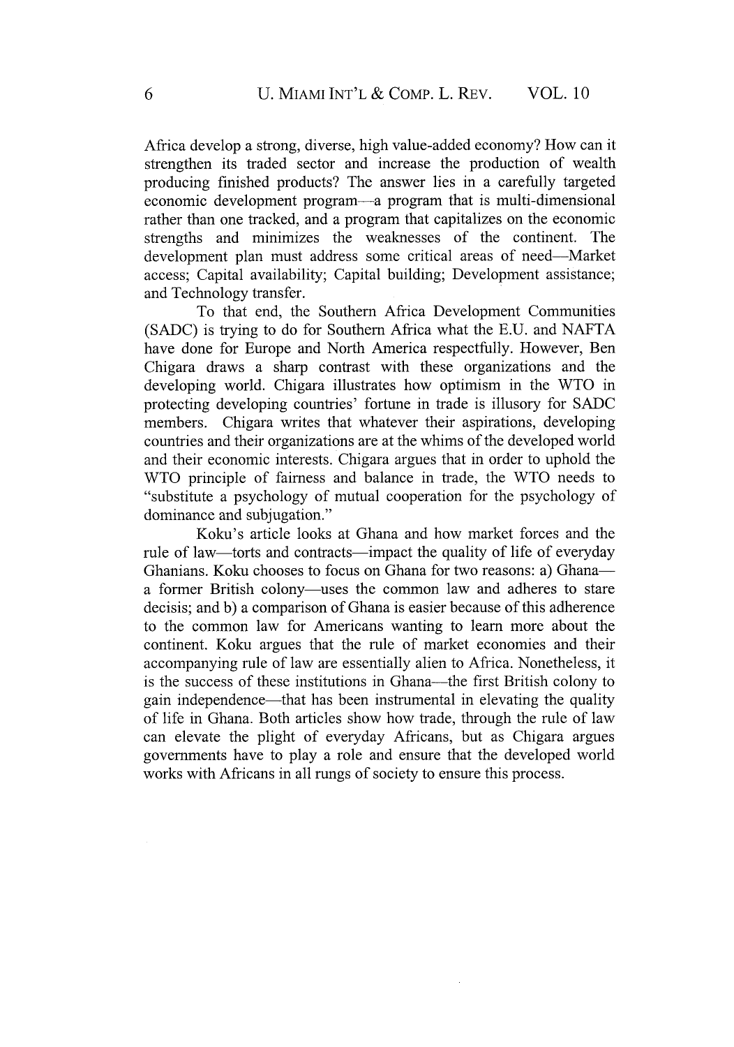Africa develop a strong, diverse, high value-added economy? How can it strengthen its traded sector and increase the production of wealth producing finished products? The answer lies in a carefully targeted economic development program—a program that is multi-dimensional rather than one tracked, and a program that capitalizes on the economic strengths and minimizes the weaknesses of the continent. The development plan must address some critical areas of need—Market access; Capital availability; Capital building; Development assistance; and Technology transfer.

To that end, the Southern Africa Development Communities (SADC) is trying to do for Southern Africa what the E.U. and NAFTA have done for Europe and North America respectfully. However, Ben Chigara draws a sharp contrast with these organizations and the developing world. Chigara illustrates how optimism in the WTO in protecting developing countries' fortune in trade is illusory for SADC members. Chigara writes that whatever their aspirations, developing countries and their organizations are at the whims of the developed world and their economic interests. Chigara argues that in order to uphold the WTO principle of fairness and balance in trade, the WTO needs to "substitute a psychology of mutual cooperation for the psychology of dominance and subjugation."

Koku's article looks at Ghana and how market forces and the rule of law—torts and contracts—impact the quality of life of everyday Ghanians. Koku chooses to focus on Ghana for two reasons: a) Ghana—a former British colony—uses the common law and adheres to stare decisis; and b) a comparison of Ghana is easier because of this adherence to the common law for Americans wanting to learn more about the continent. Koku argues that the rule of market economies and their accompanying rule of law are essentially alien to Africa. Nonetheless, it is the success of these institutions in Ghana—the first British colony to gain independence—that has been instrumental in elevating the quality of life in Ghana. Both articles show how trade, through the rule of law can elevate the plight of everyday Africans, but as Chigara argues governments have to play a role and ensure that the developed world works with Africans in all rungs of society to ensure this process.